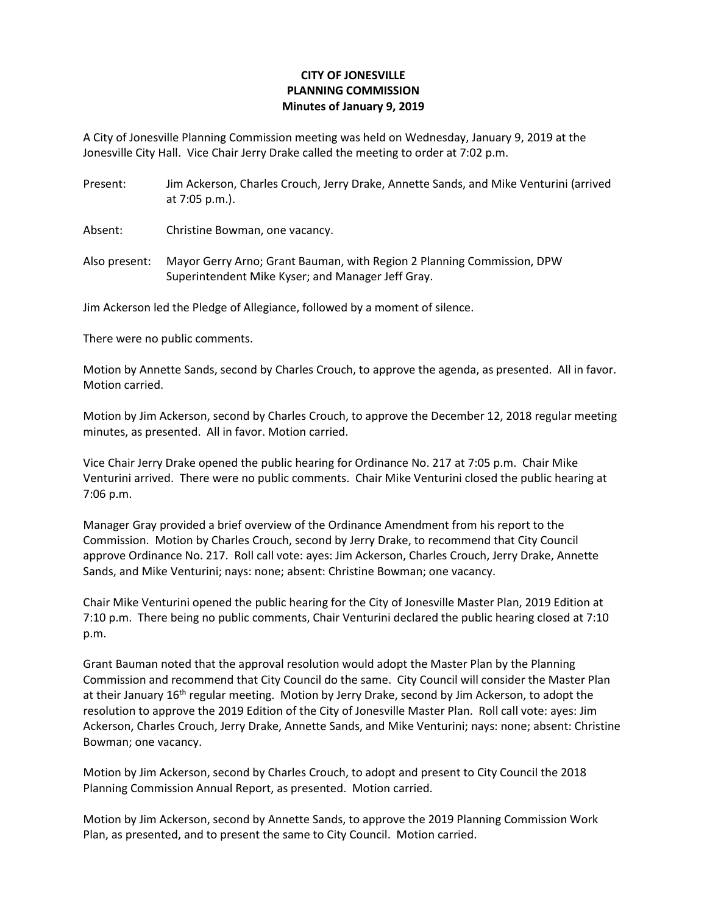**CITY OF JONESVILLE**
**PLANNING COMMISSION**
**Minutes of January 9, 2019**

A City of Jonesville Planning Commission meeting was held on Wednesday, January 9, 2019 at the Jonesville City Hall. Vice Chair Jerry Drake called the meeting to order at 7:02 p.m.

Present: Jim Ackerson, Charles Crouch, Jerry Drake, Annette Sands, and Mike Venturini (arrived at 7:05 p.m.).

Absent: Christine Bowman, one vacancy.

Also present: Mayor Gerry Arno; Grant Bauman, with Region 2 Planning Commission, DPW Superintendent Mike Kyser; and Manager Jeff Gray.

Jim Ackerson led the Pledge of Allegiance, followed by a moment of silence.

There were no public comments.

Motion by Annette Sands, second by Charles Crouch, to approve the agenda, as presented. All in favor. Motion carried.

Motion by Jim Ackerson, second by Charles Crouch, to approve the December 12, 2018 regular meeting minutes, as presented. All in favor. Motion carried.

Vice Chair Jerry Drake opened the public hearing for Ordinance No. 217 at 7:05 p.m. Chair Mike Venturini arrived. There were no public comments. Chair Mike Venturini closed the public hearing at 7:06 p.m.

Manager Gray provided a brief overview of the Ordinance Amendment from his report to the Commission. Motion by Charles Crouch, second by Jerry Drake, to recommend that City Council approve Ordinance No. 217. Roll call vote: ayes: Jim Ackerson, Charles Crouch, Jerry Drake, Annette Sands, and Mike Venturini; nays: none; absent: Christine Bowman; one vacancy.

Chair Mike Venturini opened the public hearing for the City of Jonesville Master Plan, 2019 Edition at 7:10 p.m. There being no public comments, Chair Venturini declared the public hearing closed at 7:10 p.m.

Grant Bauman noted that the approval resolution would adopt the Master Plan by the Planning Commission and recommend that City Council do the same. City Council will consider the Master Plan at their January 16th regular meeting. Motion by Jerry Drake, second by Jim Ackerson, to adopt the resolution to approve the 2019 Edition of the City of Jonesville Master Plan. Roll call vote: ayes: Jim Ackerson, Charles Crouch, Jerry Drake, Annette Sands, and Mike Venturini; nays: none; absent: Christine Bowman; one vacancy.

Motion by Jim Ackerson, second by Charles Crouch, to adopt and present to City Council the 2018 Planning Commission Annual Report, as presented. Motion carried.

Motion by Jim Ackerson, second by Annette Sands, to approve the 2019 Planning Commission Work Plan, as presented, and to present the same to City Council. Motion carried.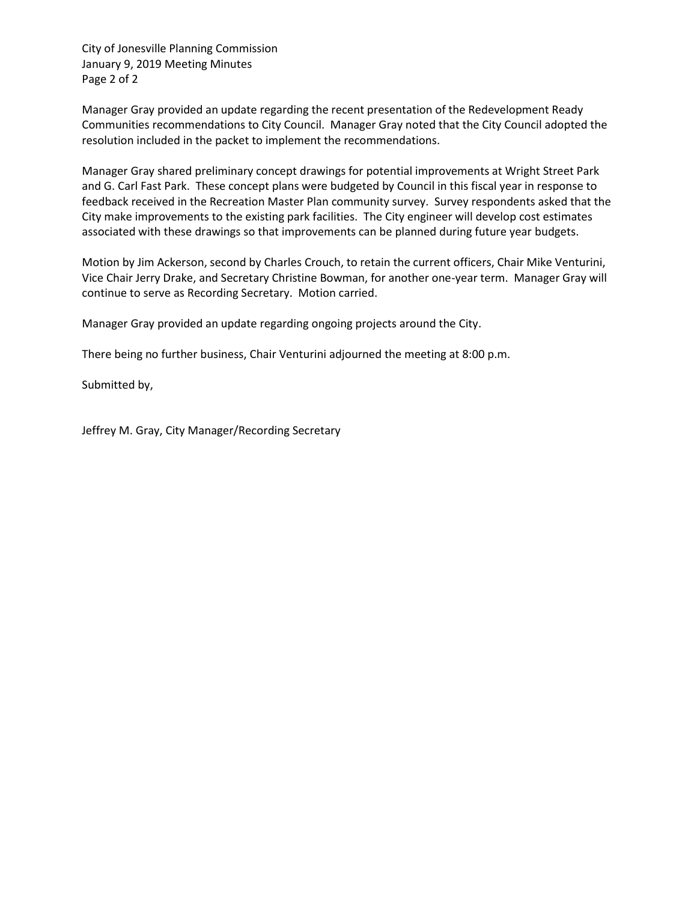Manager Gray provided an update regarding the recent presentation of the Redevelopment Ready Communities recommendations to City Council. Manager Gray noted that the City Council adopted the resolution included in the packet to implement the recommendations.

Manager Gray shared preliminary concept drawings for potential improvements at Wright Street Park and G. Carl Fast Park. These concept plans were budgeted by Council in this fiscal year in response to feedback received in the Recreation Master Plan community survey. Survey respondents asked that the City make improvements to the existing park facilities. The City engineer will develop cost estimates associated with these drawings so that improvements can be planned during future year budgets.

Motion by Jim Ackerson, second by Charles Crouch, to retain the current officers, Chair Mike Venturini, Vice Chair Jerry Drake, and Secretary Christine Bowman, for another one-year term. Manager Gray will continue to serve as Recording Secretary. Motion carried.

Manager Gray provided an update regarding ongoing projects around the City.

There being no further business, Chair Venturini adjourned the meeting at 8:00 p.m.

Submitted by,

Jeffrey M. Gray, City Manager/Recording Secretary